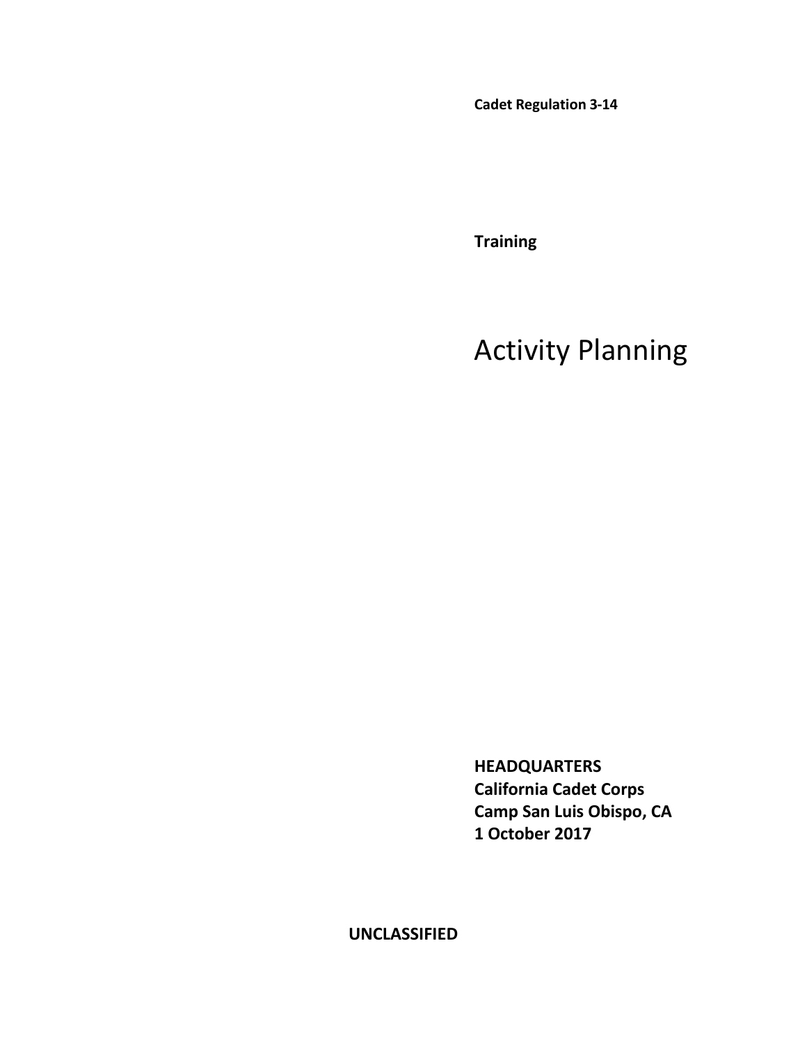**Cadet Regulation 3-14**

**Training**

# Activity Planning

**HEADQUARTERS**
**California Cadet Corps**
**Camp San Luis Obispo, CA**
**1 October 2017**

**UNCLASSIFIED**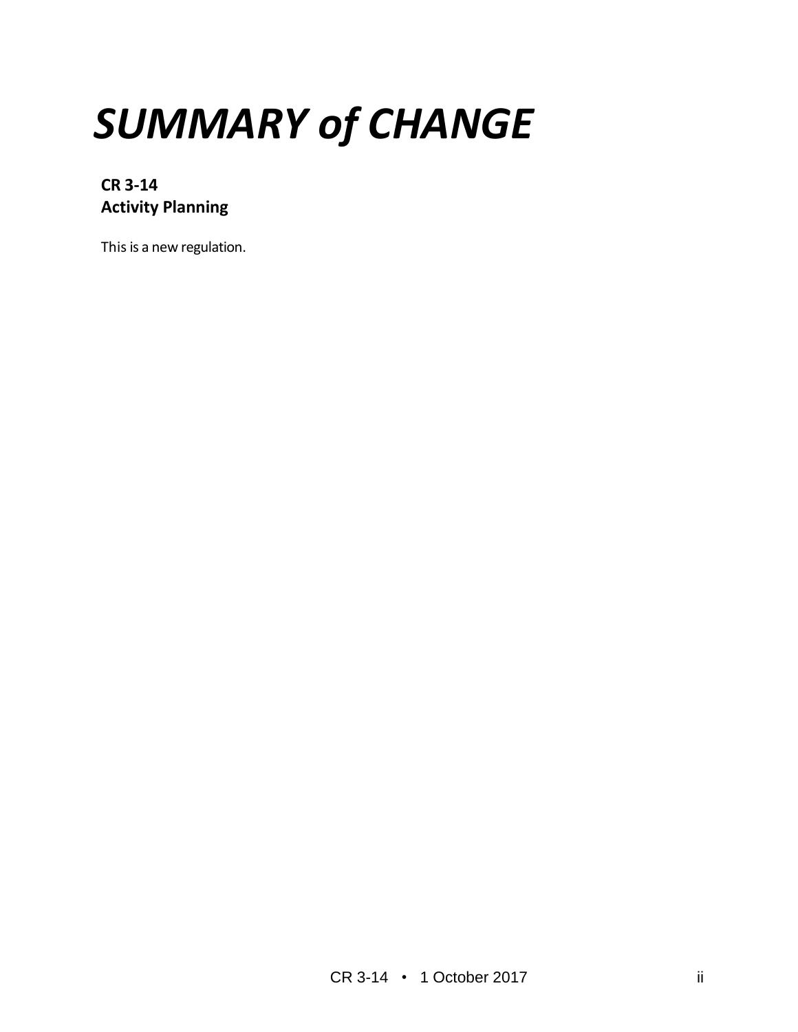# *SUMMARY of CHANGE*

**CR 3-14**
**Activity Planning**

This is a new regulation.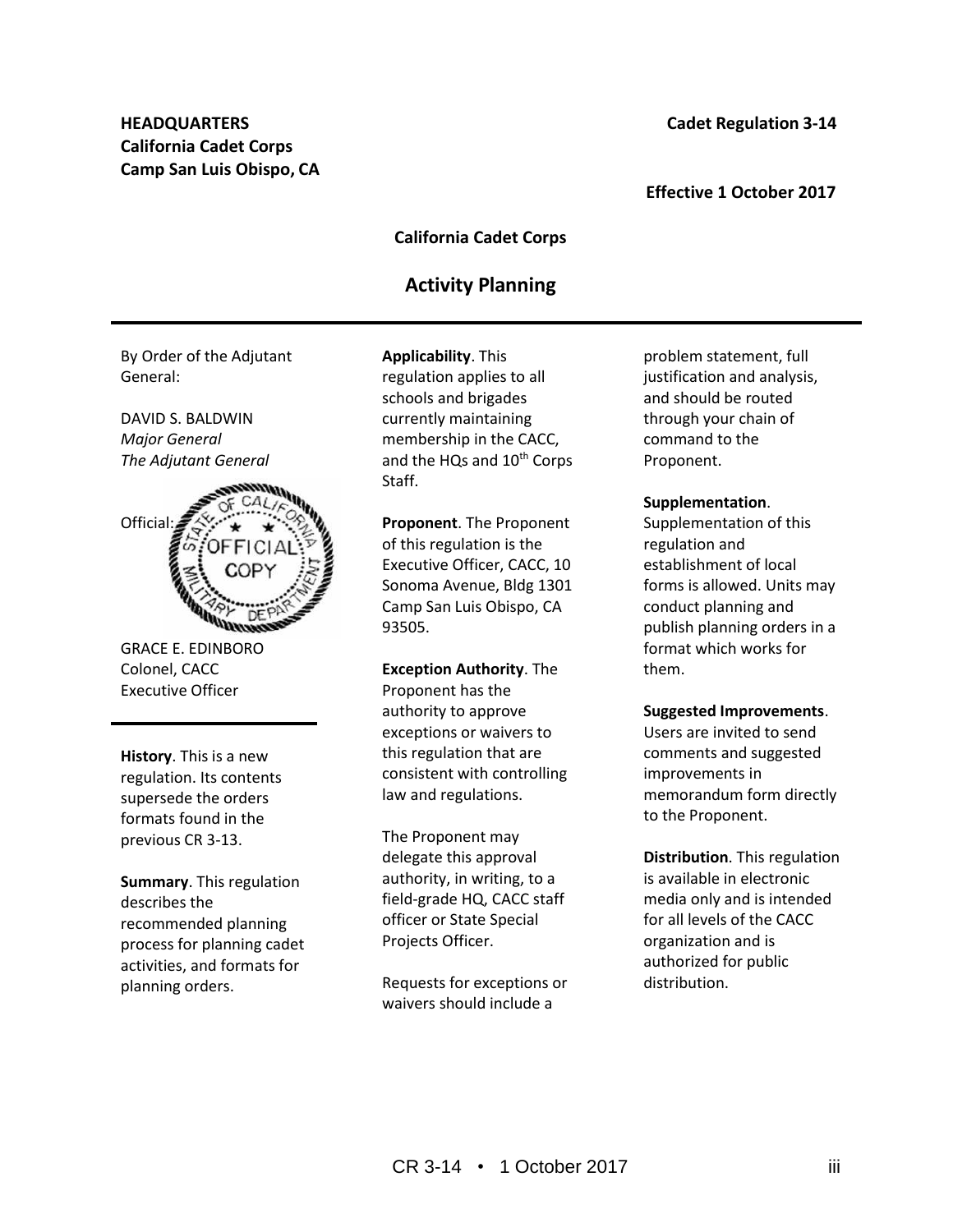**HEADQUARTERS**
**California Cadet Corps**
**Camp San Luis Obispo, CA**

**Cadet Regulation 3-14**

**Effective 1 October 2017**

**California Cadet Corps**

# Activity Planning

---

By Order of the Adjutant General:

DAVID S. BALDWIN
*Major General*
*The Adjutant General*

Official:

GRACE E. EDINBORO
Colonel, CACC
Executive Officer

---

**History**. This is a new regulation. Its contents supersede the orders formats found in the previous CR 3-13.

**Summary**. This regulation describes the recommended planning process for planning cadet activities, and formats for planning orders.

**Applicability**. This regulation applies to all schools and brigades currently maintaining membership in the CACC, and the HQs and 10th Corps Staff.

**Proponent**. The Proponent of this regulation is the Executive Officer, CACC, 10 Sonoma Avenue, Bldg 1301 Camp San Luis Obispo, CA 93505.

**Exception Authority**. The Proponent has the authority to approve exceptions or waivers to this regulation that are consistent with controlling law and regulations.

The Proponent may delegate this approval authority, in writing, to a field-grade HQ, CACC staff officer or State Special Projects Officer.

Requests for exceptions or waivers should include a problem statement, full justification and analysis, and should be routed through your chain of command to the Proponent.

**Supplementation**. Supplementation of this regulation and establishment of local forms is allowed. Units may conduct planning and publish planning orders in a format which works for them.

**Suggested Improvements**. Users are invited to send comments and suggested improvements in memorandum form directly to the Proponent.

**Distribution**. This regulation is available in electronic media only and is intended for all levels of the CACC organization and is authorized for public distribution.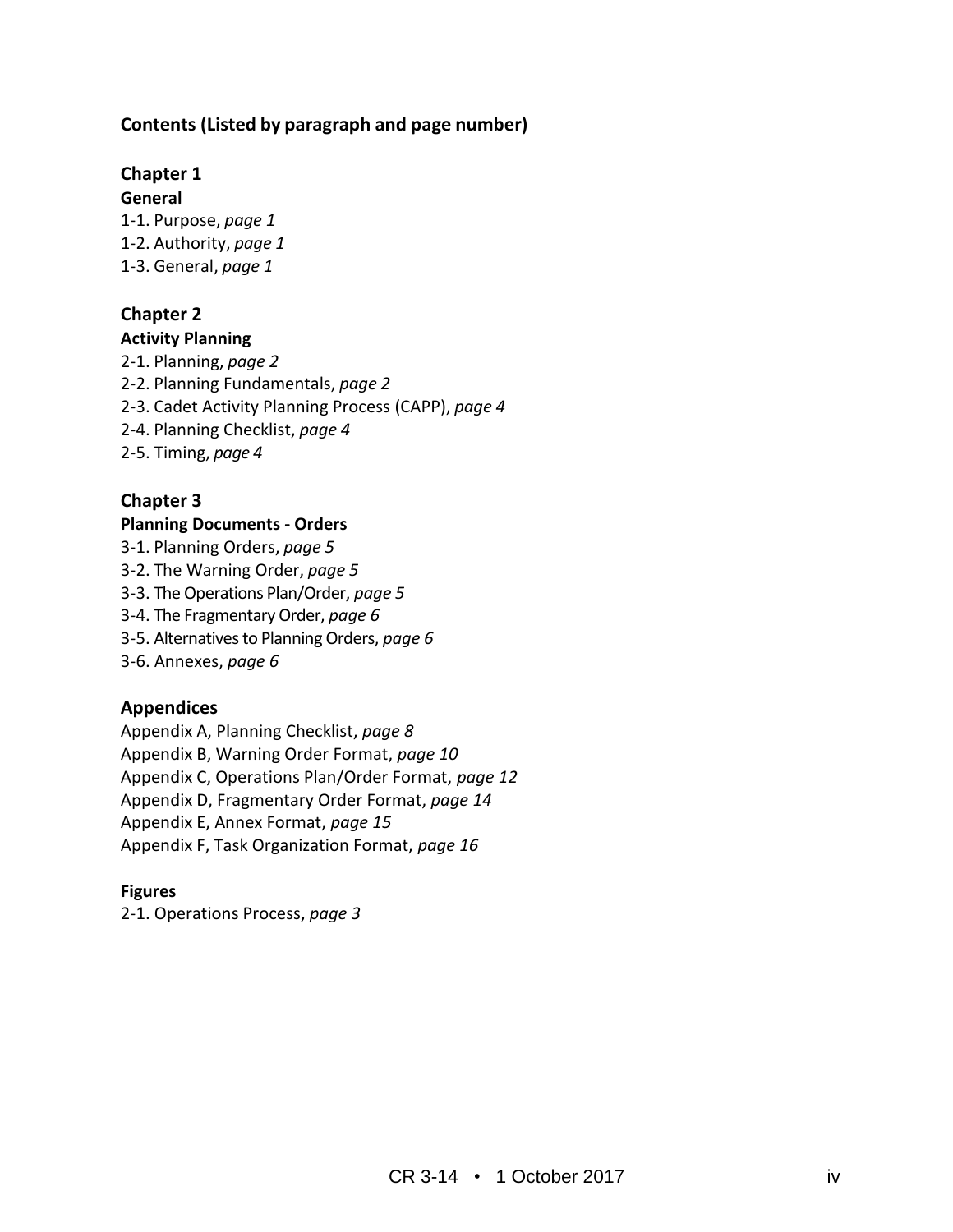## Contents (Listed by paragraph and page number)

### Chapter 1

**General**

1-1. Purpose, *page 1*
1-2. Authority, *page 1*
1-3. General, *page 1*

### Chapter 2

**Activity Planning**

2-1. Planning, *page 2*
2-2. Planning Fundamentals, *page 2*
2-3. Cadet Activity Planning Process (CAPP), *page 4*
2-4. Planning Checklist, *page 4*
2-5. Timing, *page 4*

### Chapter 3

**Planning Documents - Orders**

3-1. Planning Orders, *page 5*
3-2. The Warning Order, *page 5*
3-3. The Operations Plan/Order, *page 5*
3-4. The Fragmentary Order, *page 6*
3-5. Alternatives to Planning Orders, *page 6*
3-6. Annexes, *page 6*

### Appendices

Appendix A, Planning Checklist, *page 8*
Appendix B, Warning Order Format, *page 10*
Appendix C, Operations Plan/Order Format, *page 12*
Appendix D, Fragmentary Order Format, *page 14*
Appendix E, Annex Format, *page 15*
Appendix F, Task Organization Format, *page 16*

**Figures**

2-1. Operations Process, *page 3*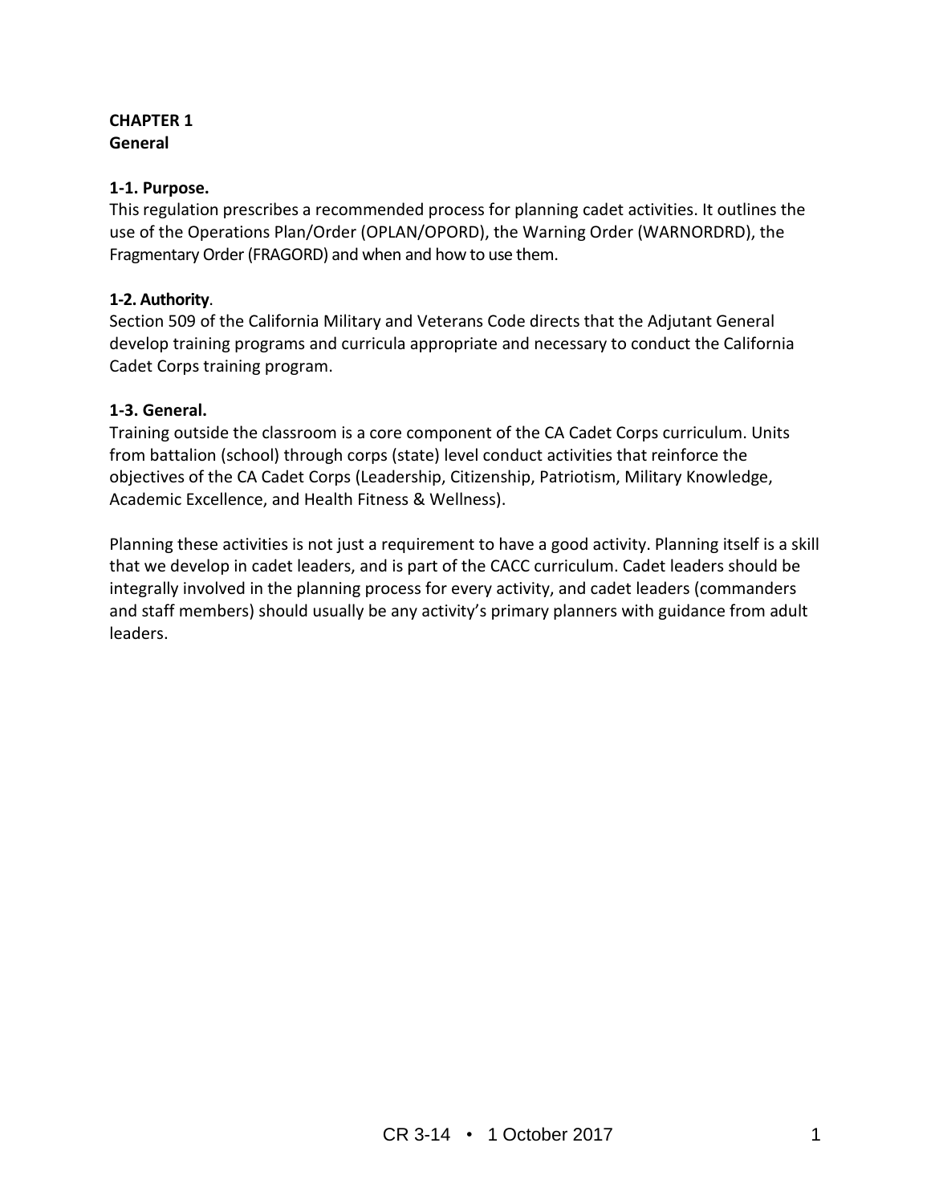# CHAPTER 1
## General

### 1-1. Purpose.
This regulation prescribes a recommended process for planning cadet activities. It outlines the use of the Operations Plan/Order (OPLAN/OPORD), the Warning Order (WARNORDRD), the Fragmentary Order (FRAGORD) and when and how to use them.

### 1-2. Authority.
Section 509 of the California Military and Veterans Code directs that the Adjutant General develop training programs and curricula appropriate and necessary to conduct the California Cadet Corps training program.

### 1-3. General.
Training outside the classroom is a core component of the CA Cadet Corps curriculum. Units from battalion (school) through corps (state) level conduct activities that reinforce the objectives of the CA Cadet Corps (Leadership, Citizenship, Patriotism, Military Knowledge, Academic Excellence, and Health Fitness & Wellness).

Planning these activities is not just a requirement to have a good activity. Planning itself is a skill that we develop in cadet leaders, and is part of the CACC curriculum. Cadet leaders should be integrally involved in the planning process for every activity, and cadet leaders (commanders and staff members) should usually be any activity's primary planners with guidance from adult leaders.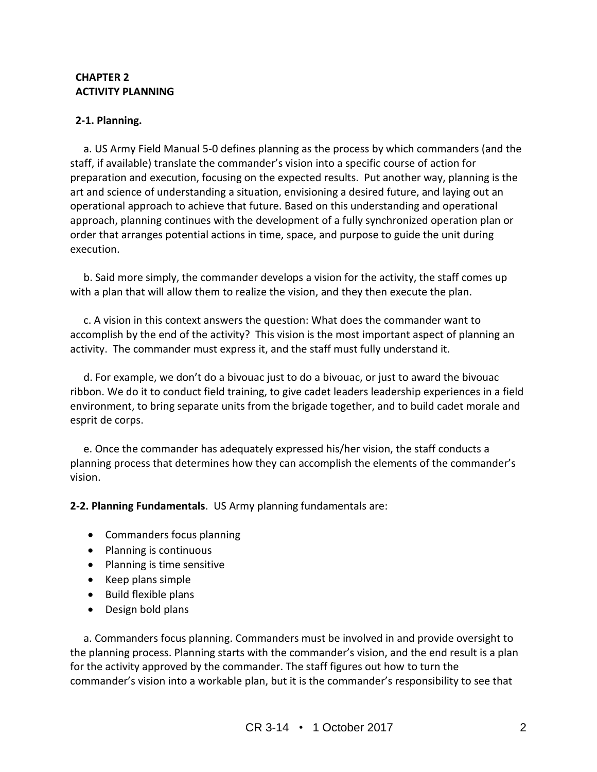# CHAPTER 2
# ACTIVITY PLANNING

## 2-1. Planning.

a. US Army Field Manual 5-0 defines planning as the process by which commanders (and the staff, if available) translate the commander's vision into a specific course of action for preparation and execution, focusing on the expected results. Put another way, planning is the art and science of understanding a situation, envisioning a desired future, and laying out an operational approach to achieve that future. Based on this understanding and operational approach, planning continues with the development of a fully synchronized operation plan or order that arranges potential actions in time, space, and purpose to guide the unit during execution.

b. Said more simply, the commander develops a vision for the activity, the staff comes up with a plan that will allow them to realize the vision, and they then execute the plan.

c. A vision in this context answers the question: What does the commander want to accomplish by the end of the activity? This vision is the most important aspect of planning an activity. The commander must express it, and the staff must fully understand it.

d. For example, we don't do a bivouac just to do a bivouac, or just to award the bivouac ribbon. We do it to conduct field training, to give cadet leaders leadership experiences in a field environment, to bring separate units from the brigade together, and to build cadet morale and esprit de corps.

e. Once the commander has adequately expressed his/her vision, the staff conducts a planning process that determines how they can accomplish the elements of the commander's vision.

**2-2. Planning Fundamentals**. US Army planning fundamentals are:

- Commanders focus planning
- Planning is continuous
- Planning is time sensitive
- Keep plans simple
- Build flexible plans
- Design bold plans

a. Commanders focus planning. Commanders must be involved in and provide oversight to the planning process. Planning starts with the commander's vision, and the end result is a plan for the activity approved by the commander. The staff figures out how to turn the commander's vision into a workable plan, but it is the commander's responsibility to see that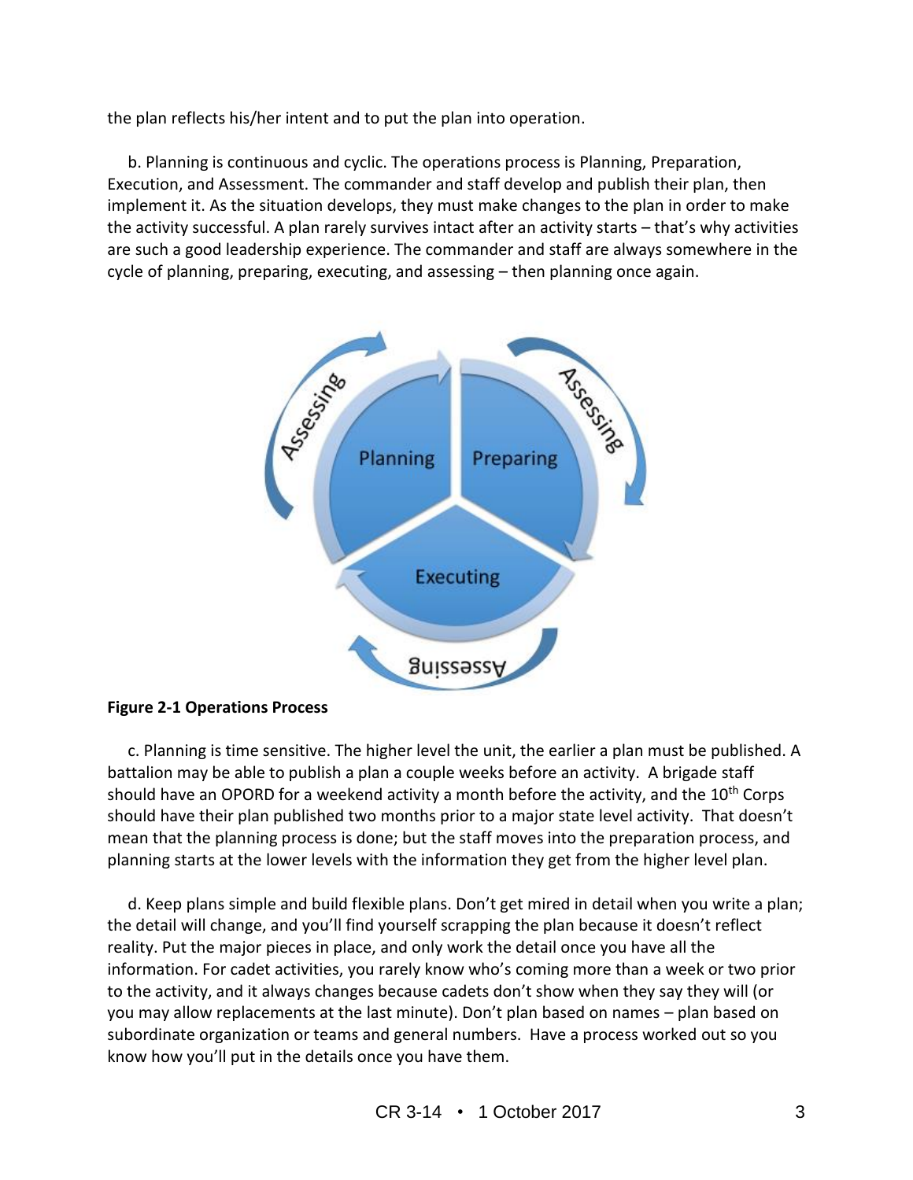the plan reflects his/her intent and to put the plan into operation.

b. Planning is continuous and cyclic. The operations process is Planning, Preparation, Execution, and Assessment. The commander and staff develop and publish their plan, then implement it. As the situation develops, they must make changes to the plan in order to make the activity successful. A plan rarely survives intact after an activity starts – that's why activities are such a good leadership experience. The commander and staff are always somewhere in the cycle of planning, preparing, executing, and assessing – then planning once again.

**Figure 2-1 Operations Process**

c. Planning is time sensitive. The higher level the unit, the earlier a plan must be published. A battalion may be able to publish a plan a couple weeks before an activity. A brigade staff should have an OPORD for a weekend activity a month before the activity, and the 10th Corps should have their plan published two months prior to a major state level activity. That doesn't mean that the planning process is done; but the staff moves into the preparation process, and planning starts at the lower levels with the information they get from the higher level plan.

d. Keep plans simple and build flexible plans. Don't get mired in detail when you write a plan; the detail will change, and you'll find yourself scrapping the plan because it doesn't reflect reality. Put the major pieces in place, and only work the detail once you have all the information. For cadet activities, you rarely know who's coming more than a week or two prior to the activity, and it always changes because cadets don't show when they say they will (or you may allow replacements at the last minute). Don't plan based on names – plan based on subordinate organization or teams and general numbers. Have a process worked out so you know how you'll put in the details once you have them.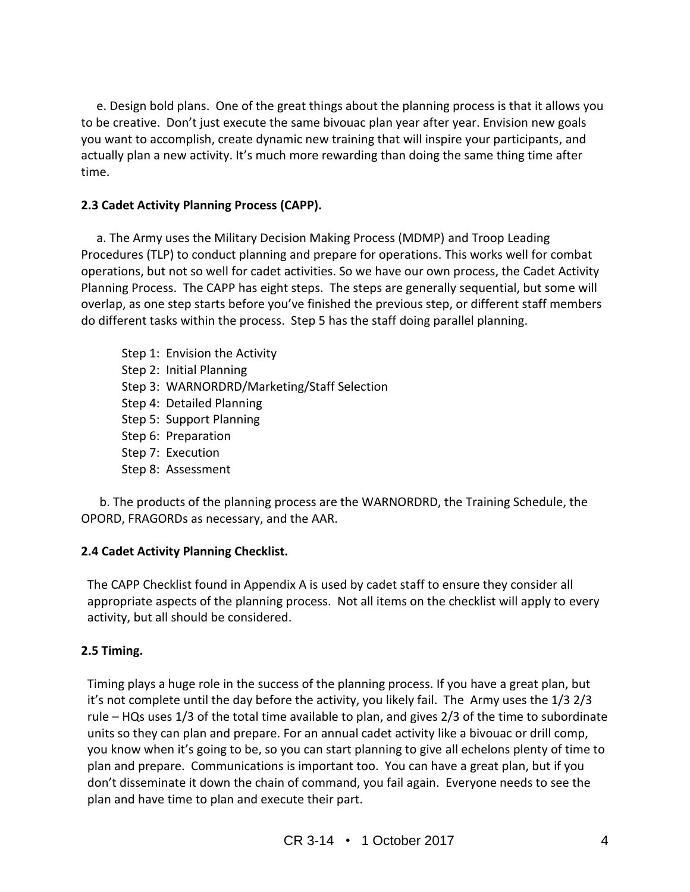e. Design bold plans. One of the great things about the planning process is that it allows you to be creative. Don't just execute the same bivouac plan year after year. Envision new goals you want to accomplish, create dynamic new training that will inspire your participants, and actually plan a new activity. It's much more rewarding than doing the same thing time after time.

**2.3 Cadet Activity Planning Process (CAPP).**

a. The Army uses the Military Decision Making Process (MDMP) and Troop Leading Procedures (TLP) to conduct planning and prepare for operations. This works well for combat operations, but not so well for cadet activities. So we have our own process, the Cadet Activity Planning Process. The CAPP has eight steps. The steps are generally sequential, but some will overlap, as one step starts before you've finished the previous step, or different staff members do different tasks within the process. Step 5 has the staff doing parallel planning.

Step 1: Envision the Activity
Step 2: Initial Planning
Step 3: WARNORDRD/Marketing/Staff Selection
Step 4: Detailed Planning
Step 5: Support Planning
Step 6: Preparation
Step 7: Execution
Step 8: Assessment

b. The products of the planning process are the WARNORDRD, the Training Schedule, the OPORD, FRAGORDs as necessary, and the AAR.

**2.4 Cadet Activity Planning Checklist.**

The CAPP Checklist found in Appendix A is used by cadet staff to ensure they consider all appropriate aspects of the planning process. Not all items on the checklist will apply to every activity, but all should be considered.

**2.5 Timing.**

Timing plays a huge role in the success of the planning process. If you have a great plan, but it's not complete until the day before the activity, you likely fail. The Army uses the 1/3 2/3 rule – HQs uses 1/3 of the total time available to plan, and gives 2/3 of the time to subordinate units so they can plan and prepare. For an annual cadet activity like a bivouac or drill comp, you know when it's going to be, so you can start planning to give all echelons plenty of time to plan and prepare. Communications is important too. You can have a great plan, but if you don't disseminate it down the chain of command, you fail again. Everyone needs to see the plan and have time to plan and execute their part.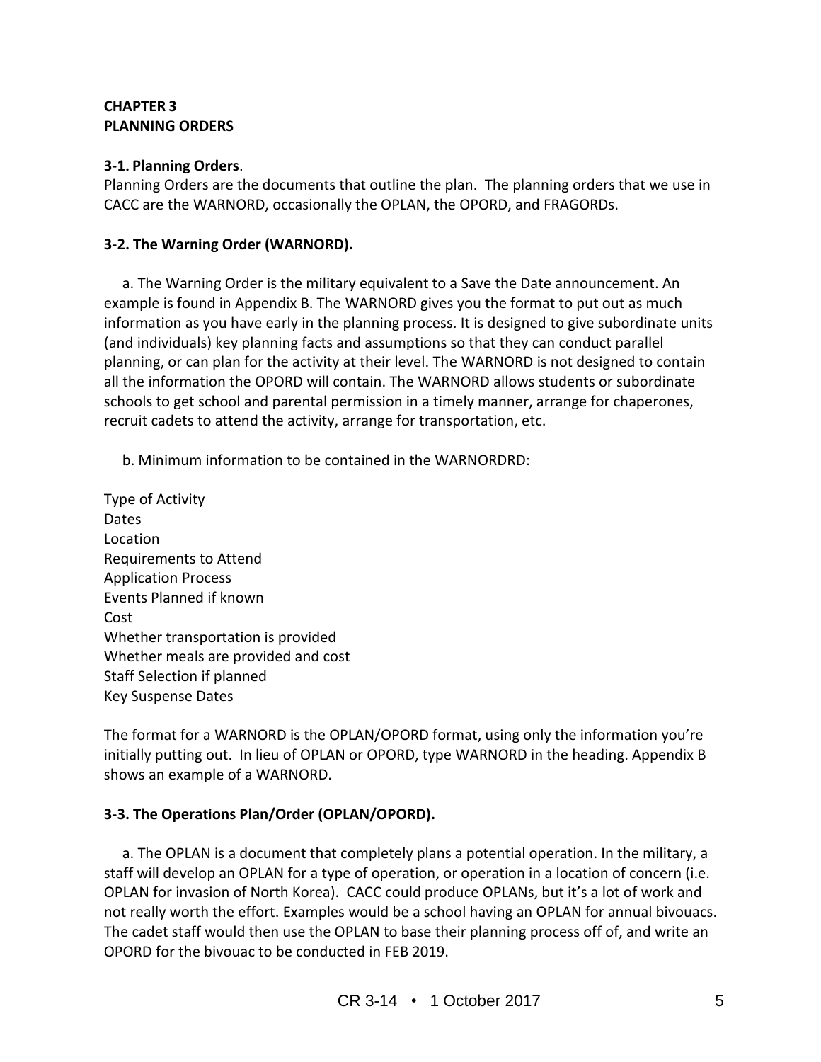## CHAPTER 3
## PLANNING ORDERS

**3-1. Planning Orders**.

Planning Orders are the documents that outline the plan. The planning orders that we use in CACC are the WARNORD, occasionally the OPLAN, the OPORD, and FRAGORDs.

**3-2. The Warning Order (WARNORD).**

a. The Warning Order is the military equivalent to a Save the Date announcement. An example is found in Appendix B. The WARNORD gives you the format to put out as much information as you have early in the planning process. It is designed to give subordinate units (and individuals) key planning facts and assumptions so that they can conduct parallel planning, or can plan for the activity at their level. The WARNORD is not designed to contain all the information the OPORD will contain. The WARNORD allows students or subordinate schools to get school and parental permission in a timely manner, arrange for chaperones, recruit cadets to attend the activity, arrange for transportation, etc.

b. Minimum information to be contained in the WARNORDRD:

Type of Activity
Dates
Location
Requirements to Attend
Application Process
Events Planned if known
Cost
Whether transportation is provided
Whether meals are provided and cost
Staff Selection if planned
Key Suspense Dates

The format for a WARNORD is the OPLAN/OPORD format, using only the information you're initially putting out. In lieu of OPLAN or OPORD, type WARNORD in the heading. Appendix B shows an example of a WARNORD.

**3-3. The Operations Plan/Order (OPLAN/OPORD).**

a. The OPLAN is a document that completely plans a potential operation. In the military, a staff will develop an OPLAN for a type of operation, or operation in a location of concern (i.e. OPLAN for invasion of North Korea). CACC could produce OPLANs, but it's a lot of work and not really worth the effort. Examples would be a school having an OPLAN for annual bivouacs. The cadet staff would then use the OPLAN to base their planning process off of, and write an OPORD for the bivouac to be conducted in FEB 2019.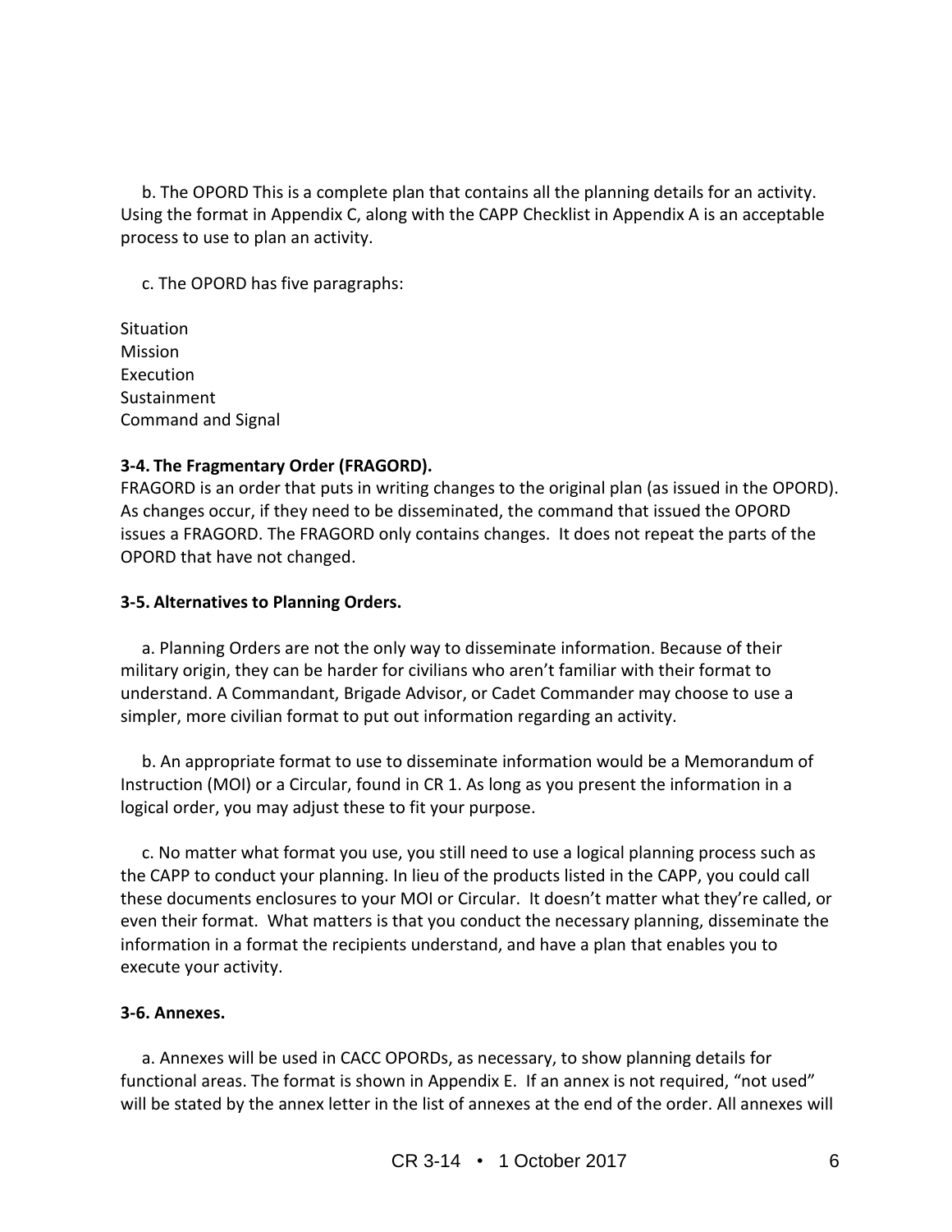b. The OPORD This is a complete plan that contains all the planning details for an activity. Using the format in Appendix C, along with the CAPP Checklist in Appendix A is an acceptable process to use to plan an activity.

c. The OPORD has five paragraphs:

Situation
Mission
Execution
Sustainment
Command and Signal

**3-4. The Fragmentary Order (FRAGORD).**
FRAGORD is an order that puts in writing changes to the original plan (as issued in the OPORD). As changes occur, if they need to be disseminated, the command that issued the OPORD issues a FRAGORD. The FRAGORD only contains changes. It does not repeat the parts of the OPORD that have not changed.

**3-5. Alternatives to Planning Orders.**

a. Planning Orders are not the only way to disseminate information. Because of their military origin, they can be harder for civilians who aren't familiar with their format to understand. A Commandant, Brigade Advisor, or Cadet Commander may choose to use a simpler, more civilian format to put out information regarding an activity.

b. An appropriate format to use to disseminate information would be a Memorandum of Instruction (MOI) or a Circular, found in CR 1. As long as you present the information in a logical order, you may adjust these to fit your purpose.

c. No matter what format you use, you still need to use a logical planning process such as the CAPP to conduct your planning. In lieu of the products listed in the CAPP, you could call these documents enclosures to your MOI or Circular. It doesn't matter what they're called, or even their format. What matters is that you conduct the necessary planning, disseminate the information in a format the recipients understand, and have a plan that enables you to execute your activity.

**3-6. Annexes.**

a. Annexes will be used in CACC OPORDs, as necessary, to show planning details for functional areas. The format is shown in Appendix E. If an annex is not required, "not used" will be stated by the annex letter in the list of annexes at the end of the order. All annexes will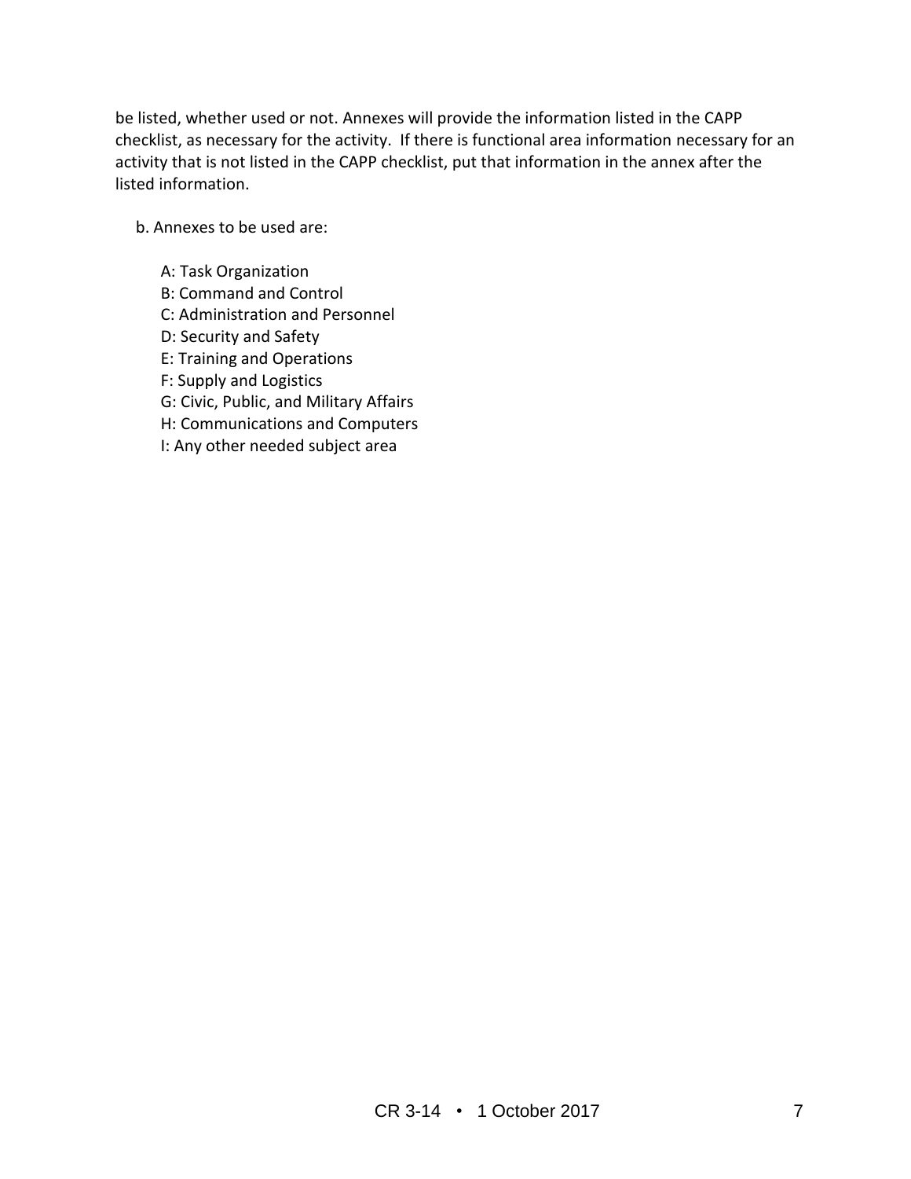be listed, whether used or not. Annexes will provide the information listed in the CAPP checklist, as necessary for the activity. If there is functional area information necessary for an activity that is not listed in the CAPP checklist, put that information in the annex after the listed information.

b. Annexes to be used are:

A: Task Organization
B: Command and Control
C: Administration and Personnel
D: Security and Safety
E: Training and Operations
F: Supply and Logistics
G: Civic, Public, and Military Affairs
H: Communications and Computers
I: Any other needed subject area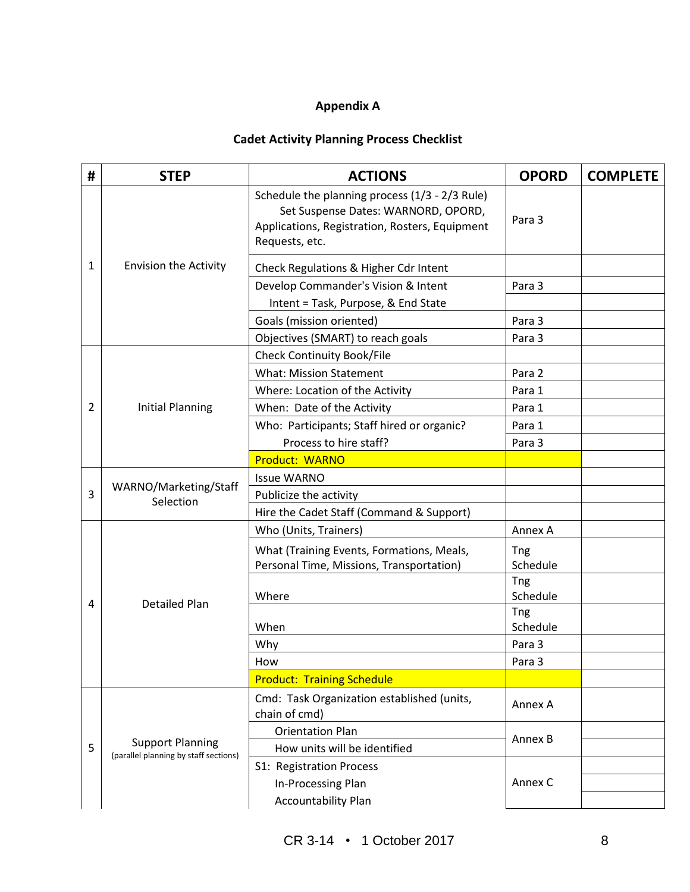**Appendix A**

**Cadet Activity Planning Process Checklist**

| # | STEP | ACTIONS | OPORD | COMPLETE |
|---|---|---|---|---|
| 1 | Envision the Activity | Schedule the planning process (1/3 - 2/3 Rule) Set Suspense Dates: WARNORD, OPORD, Applications, Registration, Rosters, Equipment Requests, etc. | Para 3 | |
| | | Check Regulations & Higher Cdr Intent | | |
| | | Develop Commander's Vision & Intent | Para 3 | |
| | | Intent = Task, Purpose, & End State | | |
| | | Goals (mission oriented) | Para 3 | |
| | | Objectives (SMART) to reach goals | Para 3 | |
| 2 | Initial Planning | Check Continuity Book/File | | |
| | | What: Mission Statement | Para 2 | |
| | | Where: Location of the Activity | Para 1 | |
| | | When: Date of the Activity | Para 1 | |
| | | Who: Participants; Staff hired or organic? | Para 1 | |
| | | Process to hire staff? | Para 3 | |
| | | Product: WARNO | | |
| 3 | WARNO/Marketing/Staff Selection | Issue WARNO | | |
| | | Publicize the activity | | |
| | | Hire the Cadet Staff (Command & Support) | | |
| 4 | Detailed Plan | Who (Units, Trainers) | Annex A | |
| | | What (Training Events, Formations, Meals, Personal Time, Missions, Transportation) | Tng Schedule | |
| | | Where | Tng Schedule | |
| | | When | Tng Schedule | |
| | | Why | Para 3 | |
| | | How | Para 3 | |
| | | Product: Training Schedule | | |
| 5 | Support Planning (parallel planning by staff sections) | Cmd: Task Organization established (units, chain of cmd) | Annex A | |
| | | Orientation Plan | Annex B | |
| | | How units will be identified | | |
| | | S1: Registration Process | Annex C | |
| | | In-Processing Plan | | |
| | | Accountability Plan | | |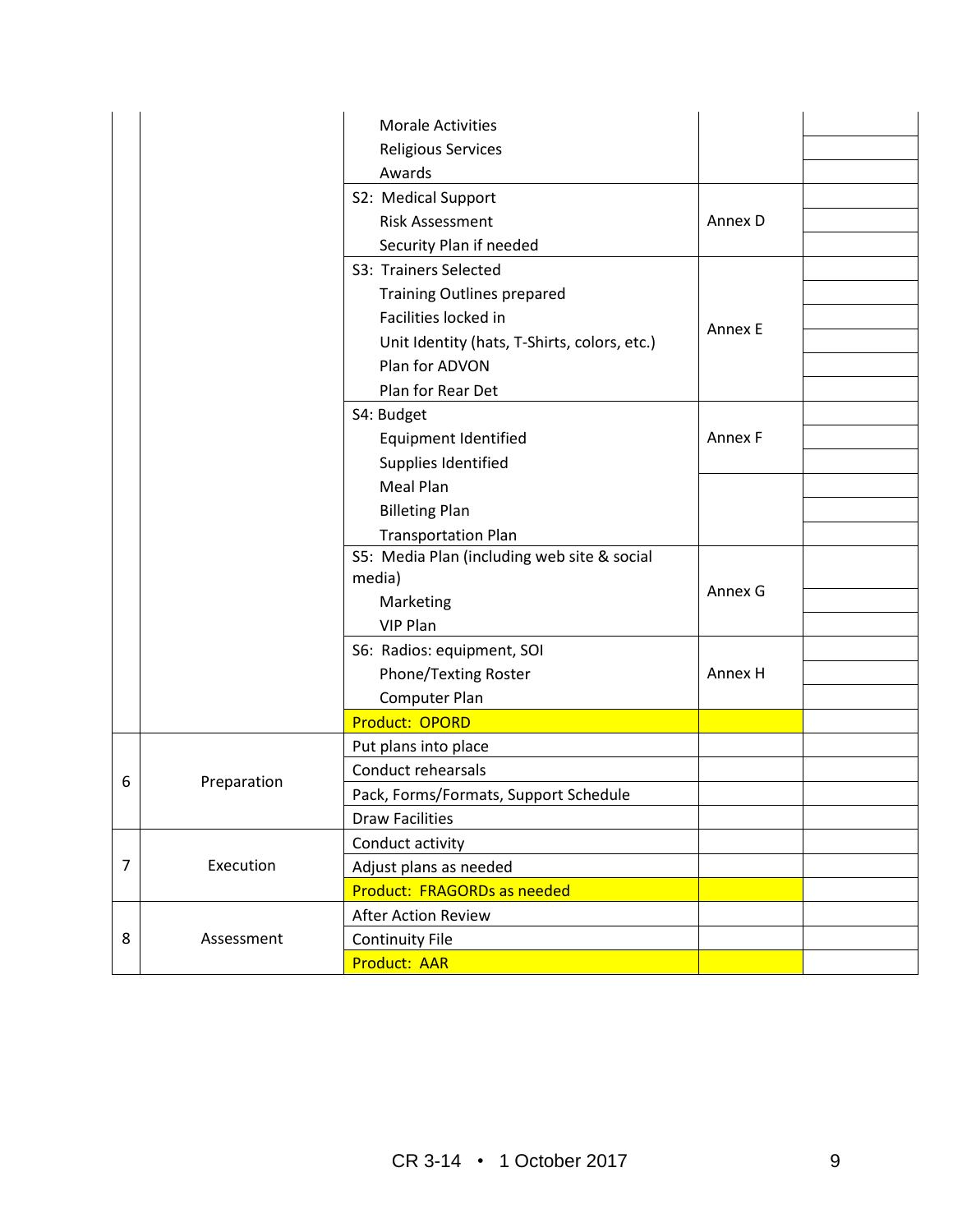| | | | | |
|---|---|---|---|---|
| | | Morale Activities | | |
| | | Religious Services | | |
| | | Awards | | |
| | | S2: Medical Support | | |
| | | Risk Assessment | Annex D | |
| | | Security Plan if needed | | |
| | | S3: Trainers Selected | | |
| | | Training Outlines prepared | | |
| | | Facilities locked in | Annex E | |
| | | Unit Identity (hats, T-Shirts, colors, etc.) | | |
| | | Plan for ADVON | | |
| | | Plan for Rear Det | | |
| | | S4: Budget | | |
| | | Equipment Identified | Annex F | |
| | | Supplies Identified | | |
| | | Meal Plan | | |
| | | Billeting Plan | | |
| | | Transportation Plan | | |
| | | S5: Media Plan (including web site & social media) | | |
| | | Marketing | Annex G | |
| | | VIP Plan | | |
| | | S6: Radios: equipment, SOI | | |
| | | Phone/Texting Roster | Annex H | |
| | | Computer Plan | | |
| | | Product: OPORD | | |
| 6 | Preparation | Put plans into place | | |
| | | Conduct rehearsals | | |
| | | Pack, Forms/Formats, Support Schedule | | |
| | | Draw Facilities | | |
| 7 | Execution | Conduct activity | | |
| | | Adjust plans as needed | | |
| | | Product: FRAGORDs as needed | | |
| 8 | Assessment | After Action Review | | |
| | | Continuity File | | |
| | | Product: AAR | | |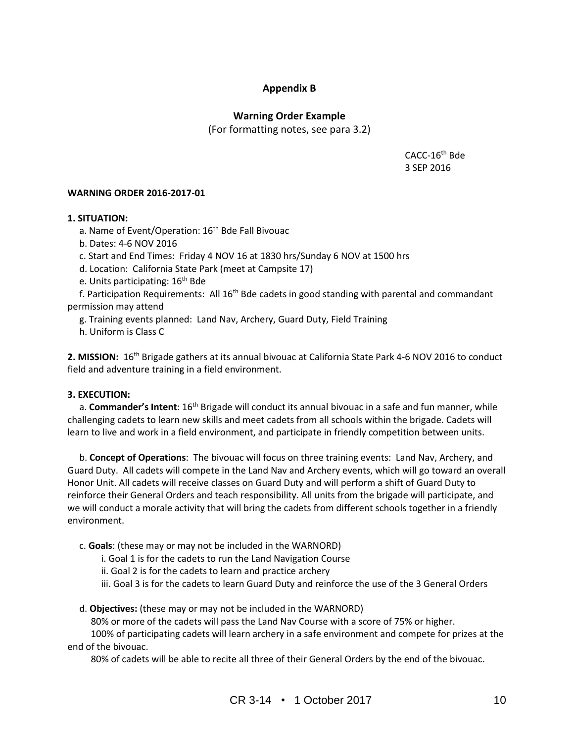## Appendix B

### Warning Order Example

(For formatting notes, see para 3.2)

CACC-16th Bde
3 SEP 2016

**WARNING ORDER 2016-2017-01**

**1. SITUATION:**

a. Name of Event/Operation: 16th Bde Fall Bivouac

b. Dates: 4-6 NOV 2016

c. Start and End Times: Friday 4 NOV 16 at 1830 hrs/Sunday 6 NOV at 1500 hrs

d. Location: California State Park (meet at Campsite 17)

e. Units participating: 16th Bde

f. Participation Requirements: All 16th Bde cadets in good standing with parental and commandant permission may attend

g. Training events planned: Land Nav, Archery, Guard Duty, Field Training

h. Uniform is Class C

**2. MISSION:** 16th Brigade gathers at its annual bivouac at California State Park 4-6 NOV 2016 to conduct field and adventure training in a field environment.

**3. EXECUTION:**

a. **Commander's Intent**: 16th Brigade will conduct its annual bivouac in a safe and fun manner, while challenging cadets to learn new skills and meet cadets from all schools within the brigade. Cadets will learn to live and work in a field environment, and participate in friendly competition between units.

b. **Concept of Operations**: The bivouac will focus on three training events: Land Nav, Archery, and Guard Duty. All cadets will compete in the Land Nav and Archery events, which will go toward an overall Honor Unit. All cadets will receive classes on Guard Duty and will perform a shift of Guard Duty to reinforce their General Orders and teach responsibility. All units from the brigade will participate, and we will conduct a morale activity that will bring the cadets from different schools together in a friendly environment.

c. **Goals**: (these may or may not be included in the WARNORD)

i. Goal 1 is for the cadets to run the Land Navigation Course

ii. Goal 2 is for the cadets to learn and practice archery

iii. Goal 3 is for the cadets to learn Guard Duty and reinforce the use of the 3 General Orders

d. **Objectives:** (these may or may not be included in the WARNORD)

80% or more of the cadets will pass the Land Nav Course with a score of 75% or higher.

100% of participating cadets will learn archery in a safe environment and compete for prizes at the end of the bivouac.

80% of cadets will be able to recite all three of their General Orders by the end of the bivouac.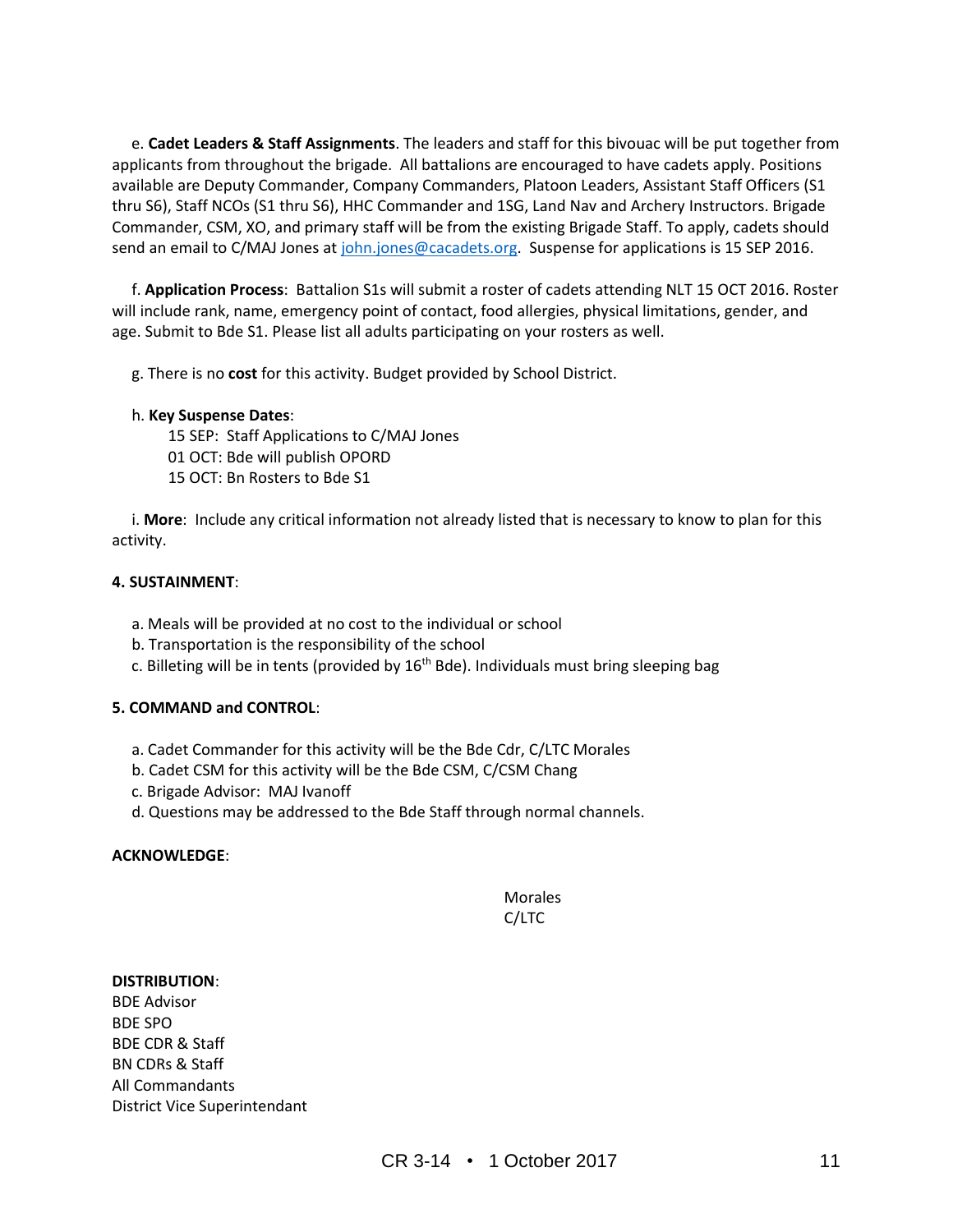e. **Cadet Leaders & Staff Assignments**. The leaders and staff for this bivouac will be put together from applicants from throughout the brigade. All battalions are encouraged to have cadets apply. Positions available are Deputy Commander, Company Commanders, Platoon Leaders, Assistant Staff Officers (S1 thru S6), Staff NCOs (S1 thru S6), HHC Commander and 1SG, Land Nav and Archery Instructors. Brigade Commander, CSM, XO, and primary staff will be from the existing Brigade Staff. To apply, cadets should send an email to C/MAJ Jones at john.jones@cacadets.org. Suspense for applications is 15 SEP 2016.

f. **Application Process**: Battalion S1s will submit a roster of cadets attending NLT 15 OCT 2016. Roster will include rank, name, emergency point of contact, food allergies, physical limitations, gender, and age. Submit to Bde S1. Please list all adults participating on your rosters as well.

g. There is no **cost** for this activity. Budget provided by School District.

h. **Key Suspense Dates**:
15 SEP: Staff Applications to C/MAJ Jones
01 OCT: Bde will publish OPORD
15 OCT: Bn Rosters to Bde S1

i. **More**: Include any critical information not already listed that is necessary to know to plan for this activity.

**4. SUSTAINMENT**:

a. Meals will be provided at no cost to the individual or school
b. Transportation is the responsibility of the school
c. Billeting will be in tents (provided by 16th Bde). Individuals must bring sleeping bag

**5. COMMAND and CONTROL**:

a. Cadet Commander for this activity will be the Bde Cdr, C/LTC Morales
b. Cadet CSM for this activity will be the Bde CSM, C/CSM Chang
c. Brigade Advisor: MAJ Ivanoff
d. Questions may be addressed to the Bde Staff through normal channels.

**ACKNOWLEDGE**:

Morales
C/LTC

**DISTRIBUTION**:
BDE Advisor
BDE SPO
BDE CDR & Staff
BN CDRs & Staff
All Commandants
District Vice Superintendant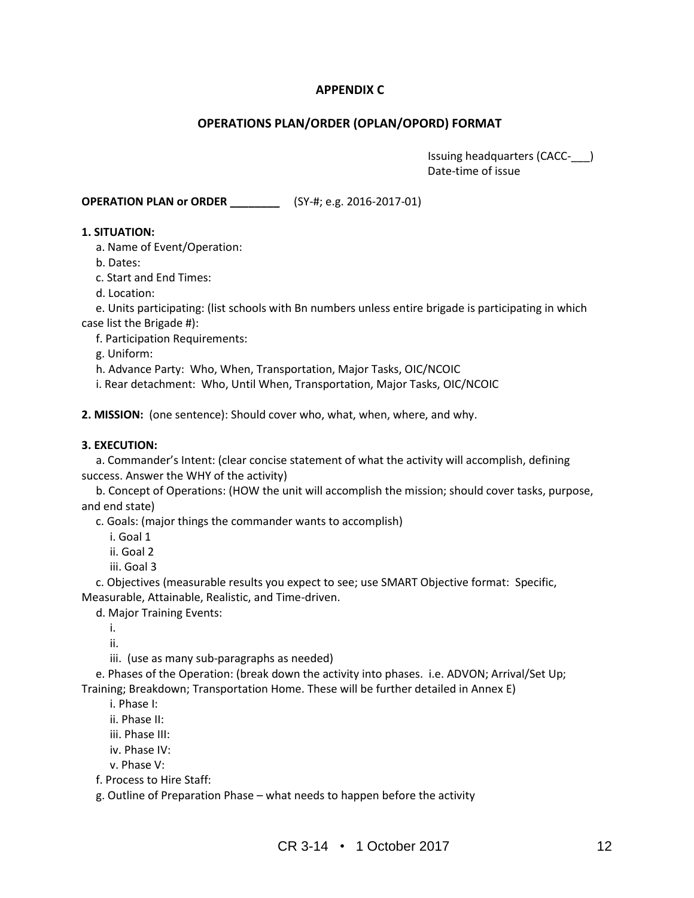## APPENDIX C

## OPERATIONS PLAN/ORDER (OPLAN/OPORD) FORMAT

Issuing headquarters (CACC-___)
Date-time of issue

**OPERATION PLAN or ORDER ________** (SY-#; e.g. 2016-2017-01)

**1. SITUATION:**

a. Name of Event/Operation:

b. Dates:

c. Start and End Times:

d. Location:

e. Units participating: (list schools with Bn numbers unless entire brigade is participating in which case list the Brigade #):

f. Participation Requirements:

g. Uniform:

h. Advance Party: Who, When, Transportation, Major Tasks, OIC/NCOIC

i. Rear detachment: Who, Until When, Transportation, Major Tasks, OIC/NCOIC

**2. MISSION:** (one sentence): Should cover who, what, when, where, and why.

**3. EXECUTION:**

a. Commander's Intent: (clear concise statement of what the activity will accomplish, defining success. Answer the WHY of the activity)

b. Concept of Operations: (HOW the unit will accomplish the mission; should cover tasks, purpose, and end state)

c. Goals: (major things the commander wants to accomplish)

i. Goal 1

ii. Goal 2

iii. Goal 3

c. Objectives (measurable results you expect to see; use SMART Objective format: Specific, Measurable, Attainable, Realistic, and Time-driven.

d. Major Training Events:

i.

ii.

iii. (use as many sub-paragraphs as needed)

e. Phases of the Operation: (break down the activity into phases. i.e. ADVON; Arrival/Set Up; Training; Breakdown; Transportation Home. These will be further detailed in Annex E)

i. Phase I:

ii. Phase II:

iii. Phase III:

iv. Phase IV:

v. Phase V:

f. Process to Hire Staff:

g. Outline of Preparation Phase – what needs to happen before the activity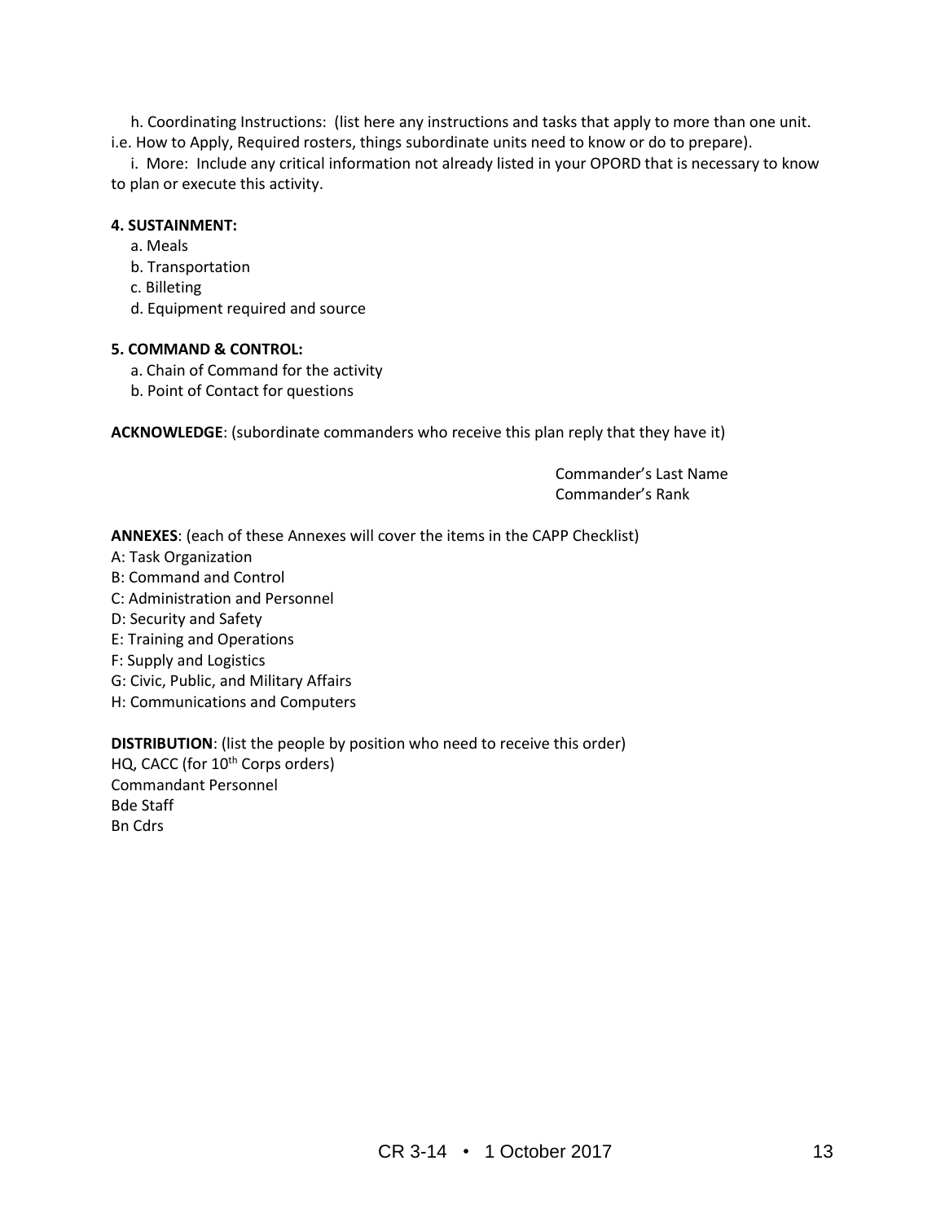h. Coordinating Instructions: (list here any instructions and tasks that apply to more than one unit. i.e. How to Apply, Required rosters, things subordinate units need to know or do to prepare).

i. More: Include any critical information not already listed in your OPORD that is necessary to know to plan or execute this activity.

**4. SUSTAINMENT:**

a. Meals
b. Transportation
c. Billeting
d. Equipment required and source

**5. COMMAND & CONTROL:**

a. Chain of Command for the activity
b. Point of Contact for questions

**ACKNOWLEDGE**: (subordinate commanders who receive this plan reply that they have it)

Commander's Last Name
Commander's Rank

**ANNEXES**: (each of these Annexes will cover the items in the CAPP Checklist)
A: Task Organization
B: Command and Control
C: Administration and Personnel
D: Security and Safety
E: Training and Operations
F: Supply and Logistics
G: Civic, Public, and Military Affairs
H: Communications and Computers

**DISTRIBUTION**: (list the people by position who need to receive this order)
HQ, CACC (for 10th Corps orders)
Commandant Personnel
Bde Staff
Bn Cdrs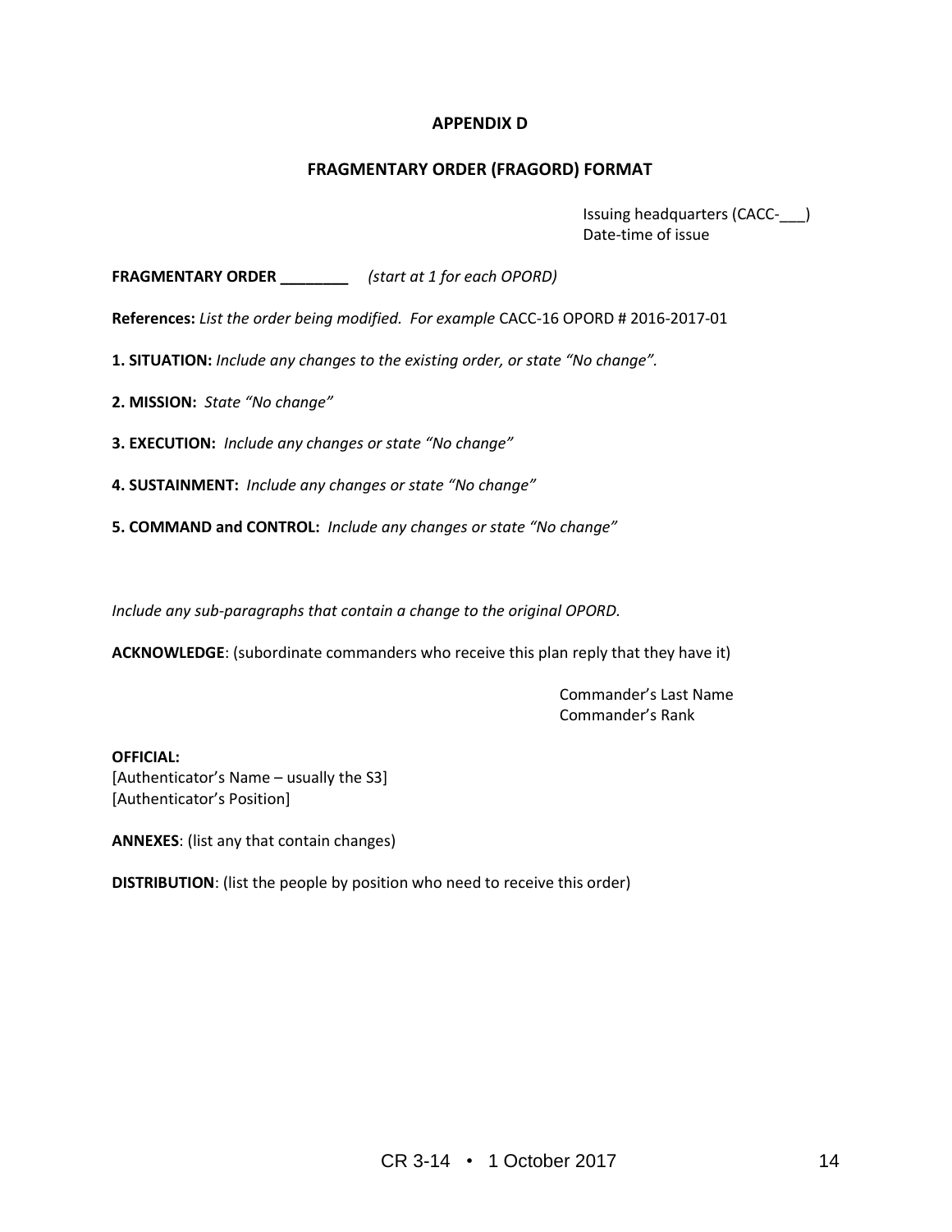# APPENDIX D

## FRAGMENTARY ORDER (FRAGORD) FORMAT

Issuing headquarters (CACC-___)
Date-time of issue

**FRAGMENTARY ORDER ________** *(start at 1 for each OPORD)*

**References:** *List the order being modified. For example* CACC-16 OPORD # 2016-2017-01

**1. SITUATION:** *Include any changes to the existing order, or state "No change".*

**2. MISSION:** *State "No change"*

**3. EXECUTION:** *Include any changes or state "No change"*

**4. SUSTAINMENT:** *Include any changes or state "No change"*

**5. COMMAND and CONTROL:** *Include any changes or state "No change"*

*Include any sub-paragraphs that contain a change to the original OPORD.*

**ACKNOWLEDGE**: (subordinate commanders who receive this plan reply that they have it)

Commander's Last Name
Commander's Rank

**OFFICIAL:**
[Authenticator's Name – usually the S3]
[Authenticator's Position]

**ANNEXES**: (list any that contain changes)

**DISTRIBUTION**: (list the people by position who need to receive this order)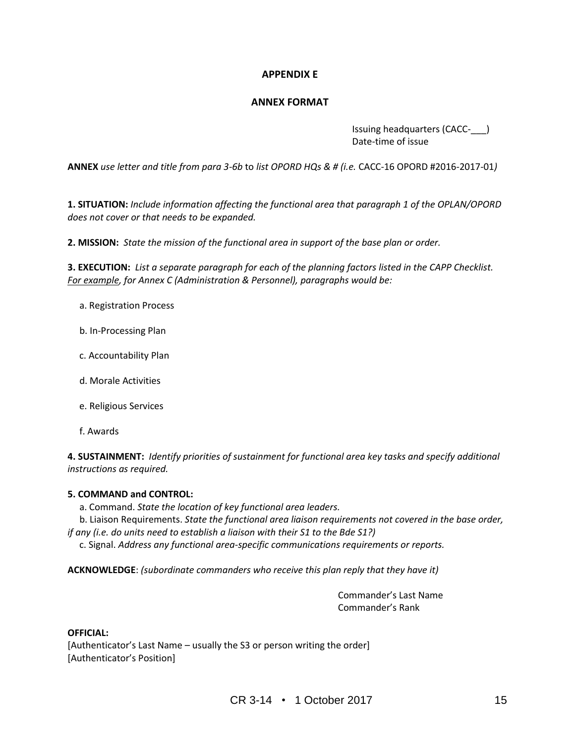**APPENDIX E**

**ANNEX FORMAT**

Issuing headquarters (CACC-___)
Date-time of issue

**ANNEX** *use letter and title from para 3-6b* to *list OPORD HQs & # (i.e.* CACC-16 OPORD #2016-2017-01*)*

**1. SITUATION:** *Include information affecting the functional area that paragraph 1 of the OPLAN/OPORD does not cover or that needs to be expanded.*

**2. MISSION:** *State the mission of the functional area in support of the base plan or order.*

**3. EXECUTION:** *List a separate paragraph for each of the planning factors listed in the CAPP Checklist. For example, for Annex C (Administration & Personnel), paragraphs would be:*

a. Registration Process

b. In-Processing Plan

c. Accountability Plan

d. Morale Activities

e. Religious Services

f. Awards

**4. SUSTAINMENT:** *Identify priorities of sustainment for functional area key tasks and specify additional instructions as required.*

**5. COMMAND and CONTROL:**

a. Command. *State the location of key functional area leaders.*

b. Liaison Requirements. *State the functional area liaison requirements not covered in the base order, if any (i.e. do units need to establish a liaison with their S1 to the Bde S1?)*

c. Signal. *Address any functional area-specific communications requirements or reports.*

**ACKNOWLEDGE**: *(subordinate commanders who receive this plan reply that they have it)*

Commander's Last Name
Commander's Rank

**OFFICIAL:**
[Authenticator's Last Name – usually the S3 or person writing the order]
[Authenticator's Position]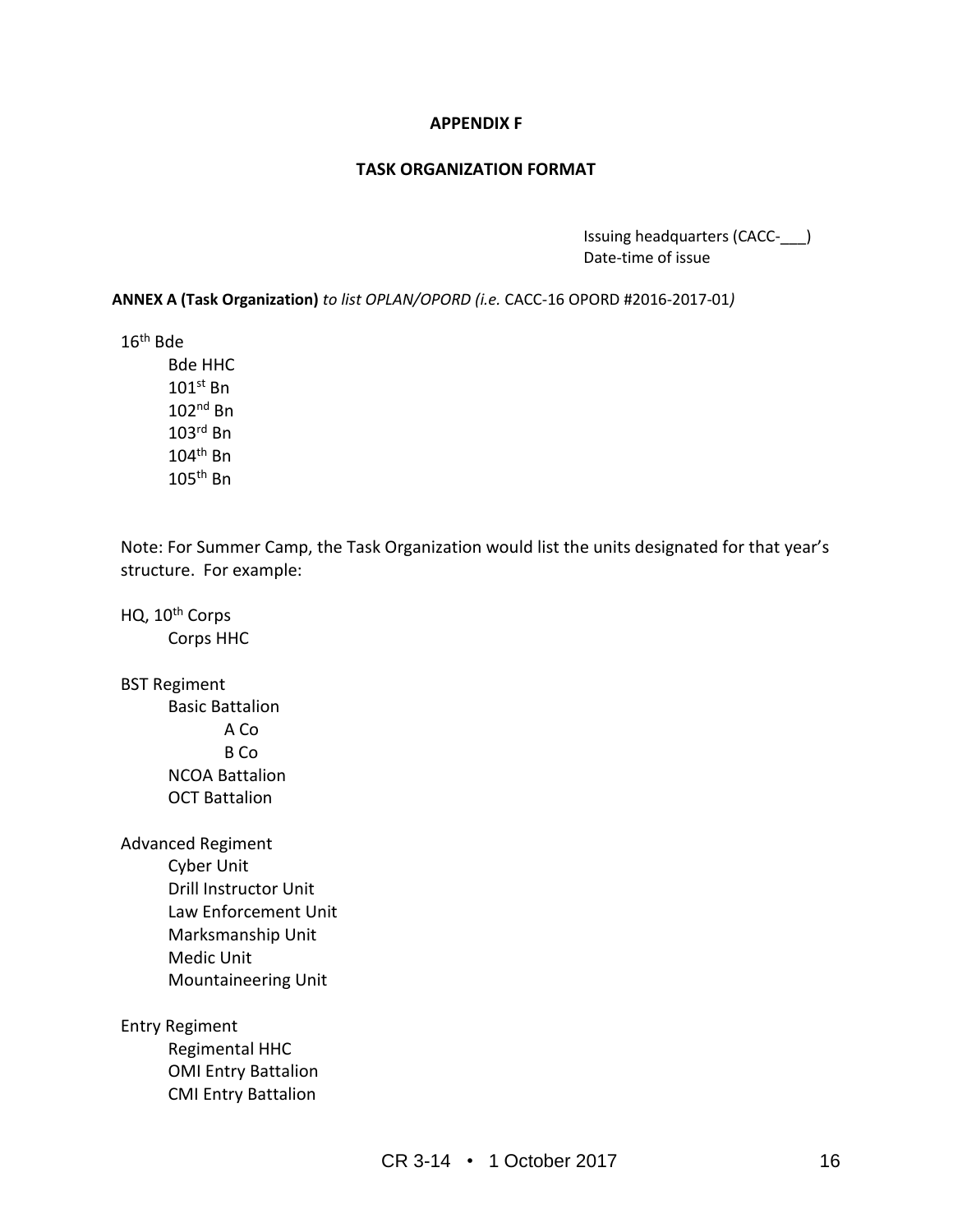**APPENDIX F**

**TASK ORGANIZATION FORMAT**

Issuing headquarters (CACC-___)
Date-time of issue

**ANNEX A (Task Organization)** *to list OPLAN/OPORD (i.e.* CACC-16 OPORD #2016-2017-01*)*

16th Bde
- Bde HHC
- 101st Bn
- 102nd Bn
- 103rd Bn
- 104th Bn
- 105th Bn

Note: For Summer Camp, the Task Organization would list the units designated for that year's structure. For example:

HQ, 10th Corps
- Corps HHC

BST Regiment
- Basic Battalion
  - A Co
  - B Co
- NCOA Battalion
- OCT Battalion

Advanced Regiment
- Cyber Unit
- Drill Instructor Unit
- Law Enforcement Unit
- Marksmanship Unit
- Medic Unit
- Mountaineering Unit

Entry Regiment
- Regimental HHC
- OMI Entry Battalion
- CMI Entry Battalion